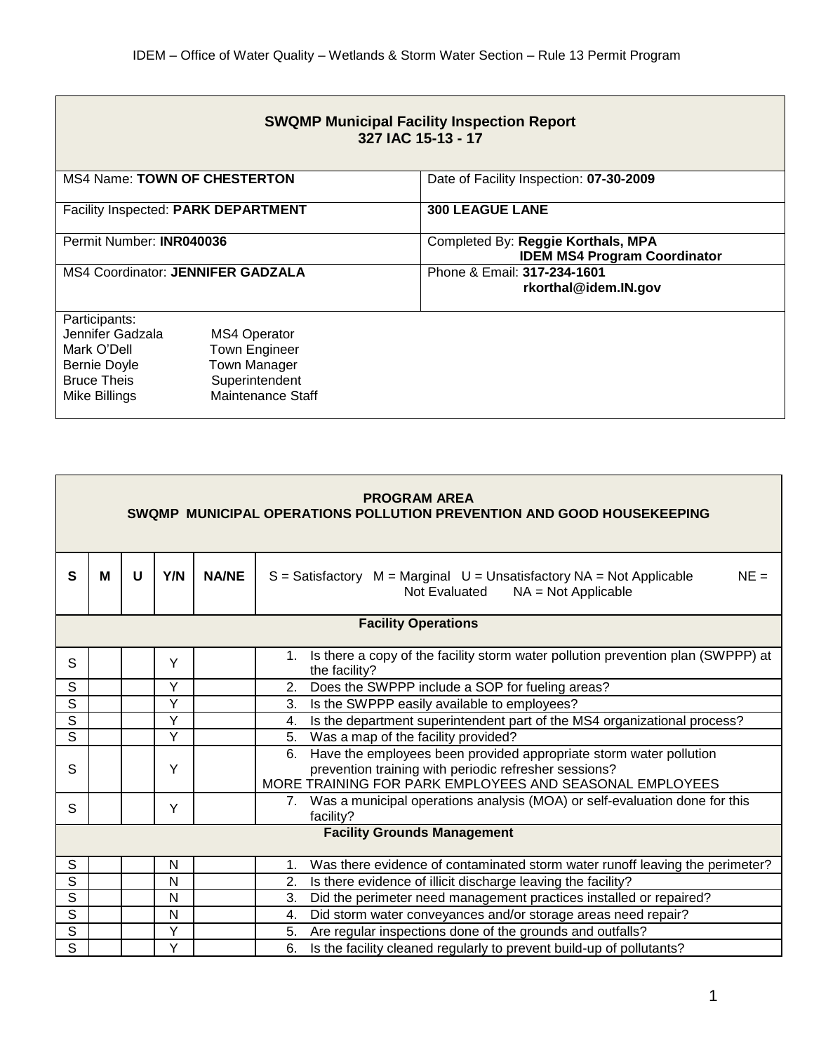IDEM – Office of Water Quality – Wetlands & Storm Water Section – Rule 13 Permit Program

| **SWQMP Municipal Facility Inspection Report**<br>**327 IAC 15-13 - 17** | |
|---|---|
| MS4 Name: **TOWN OF CHESTERTON** | Date of Facility Inspection: **07-30-2009** |
| Facility Inspected: **PARK DEPARTMENT** | **300 LEAGUE LANE** |
| Permit Number: **INR040036** | Completed By: **Reggie Korthals, MPA**<br>**IDEM MS4 Program Coordinator** |
| MS4 Coordinator: **JENNIFER GADZALA** | Phone & Email: **317-234-1601**<br>**rkorthal@idem.IN.gov** |
| Participants:<br>Jennifer Gadzala — MS4 Operator<br>Mark O'Dell — Town Engineer<br>Bernie Doyle — Town Manager<br>Bruce Theis — Superintendent<br>Mike Billings — Maintenance Staff | |

| **PROGRAM AREA**<br>**SWQMP MUNICIPAL OPERATIONS POLLUTION PREVENTION AND GOOD HOUSEKEEPING** | | | | | |
|---|---|---|---|---|---|
| **S** | **M** | **U** | **Y/N** | **NA/NE** | S = Satisfactory M = Marginal U = Unsatisfactory NA = Not Applicable NE = Not Evaluated NA = Not Applicable |
| | | | | | **Facility Operations** |
| S | | | Y | | 1. Is there a copy of the facility storm water pollution prevention plan (SWPPP) at the facility? |
| S | | | Y | | 2. Does the SWPPP include a SOP for fueling areas? |
| S | | | Y | | 3. Is the SWPPP easily available to employees? |
| S | | | Y | | 4. Is the department superintendent part of the MS4 organizational process? |
| S | | | Y | | 5. Was a map of the facility provided? |
| S | | | Y | | 6. Have the employees been provided appropriate storm water pollution prevention training with periodic refresher sessions?<br>MORE TRAINING FOR PARK EMPLOYEES AND SEASONAL EMPLOYEES |
| S | | | Y | | 7. Was a municipal operations analysis (MOA) or self-evaluation done for this facility? |
| | | | | | **Facility Grounds Management** |
| S | | | N | | 1. Was there evidence of contaminated storm water runoff leaving the perimeter? |
| S | | | N | | 2. Is there evidence of illicit discharge leaving the facility? |
| S | | | N | | 3. Did the perimeter need management practices installed or repaired? |
| S | | | N | | 4. Did storm water conveyances and/or storage areas need repair? |
| S | | | Y | | 5. Are regular inspections done of the grounds and outfalls? |
| S | | | Y | | 6. Is the facility cleaned regularly to prevent build-up of pollutants? |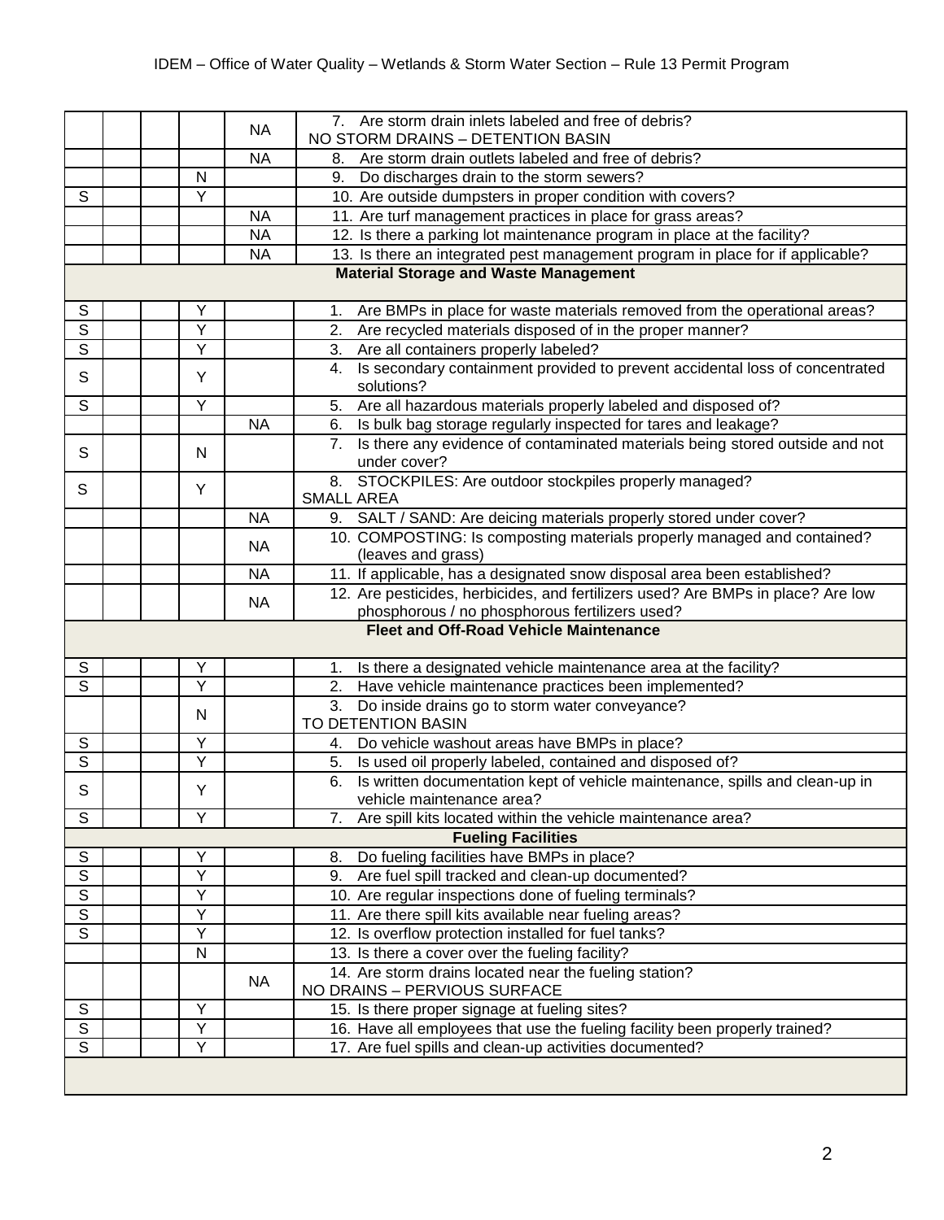| | | | | | |
|---|---|---|---|---|---|
| | | | | NA | 7. Are storm drain inlets labeled and free of debris? NO STORM DRAINS – DETENTION BASIN |
| | | | | NA | 8. Are storm drain outlets labeled and free of debris? |
| | | | N | | 9. Do discharges drain to the storm sewers? |
| S | | | Y | | 10. Are outside dumpsters in proper condition with covers? |
| | | | | NA | 11. Are turf management practices in place for grass areas? |
| | | | | NA | 12. Is there a parking lot maintenance program in place at the facility? |
| | | | | NA | 13. Is there an integrated pest management program in place for if applicable? |
| | | | | | **Material Storage and Waste Management** |
| S | | | Y | | 1. Are BMPs in place for waste materials removed from the operational areas? |
| S | | | Y | | 2. Are recycled materials disposed of in the proper manner? |
| S | | | Y | | 3. Are all containers properly labeled? |
| S | | | Y | | 4. Is secondary containment provided to prevent accidental loss of concentrated solutions? |
| S | | | Y | | 5. Are all hazardous materials properly labeled and disposed of? |
| | | | | NA | 6. Is bulk bag storage regularly inspected for tares and leakage? |
| S | | | N | | 7. Is there any evidence of contaminated materials being stored outside and not under cover? |
| S | | | Y | | 8. STOCKPILES: Are outdoor stockpiles properly managed? SMALL AREA |
| | | | | NA | 9. SALT / SAND: Are deicing materials properly stored under cover? |
| | | | | NA | 10. COMPOSTING: Is composting materials properly managed and contained? (leaves and grass) |
| | | | | NA | 11. If applicable, has a designated snow disposal area been established? |
| | | | | NA | 12. Are pesticides, herbicides, and fertilizers used? Are BMPs in place? Are low phosphorous / no phosphorous fertilizers used? |
| | | | | | **Fleet and Off-Road Vehicle Maintenance** |
| S | | | Y | | 1. Is there a designated vehicle maintenance area at the facility? |
| S | | | Y | | 2. Have vehicle maintenance practices been implemented? |
| | | | N | | 3. Do inside drains go to storm water conveyance? TO DETENTION BASIN |
| S | | | Y | | 4. Do vehicle washout areas have BMPs in place? |
| S | | | Y | | 5. Is used oil properly labeled, contained and disposed of? |
| S | | | Y | | 6. Is written documentation kept of vehicle maintenance, spills and clean-up in vehicle maintenance area? |
| S | | | Y | | 7. Are spill kits located within the vehicle maintenance area? |
| | | | | | **Fueling Facilities** |
| S | | | Y | | 8. Do fueling facilities have BMPs in place? |
| S | | | Y | | 9. Are fuel spill tracked and clean-up documented? |
| S | | | Y | | 10. Are regular inspections done of fueling terminals? |
| S | | | Y | | 11. Are there spill kits available near fueling areas? |
| S | | | Y | | 12. Is overflow protection installed for fuel tanks? |
| | | | N | | 13. Is there a cover over the fueling facility? |
| | | | | NA | 14. Are storm drains located near the fueling station? NO DRAINS – PERVIOUS SURFACE |
| S | | | Y | | 15. Is there proper signage at fueling sites? |
| S | | | Y | | 16. Have all employees that use the fueling facility been properly trained? |
| S | | | Y | | 17. Are fuel spills and clean-up activities documented? |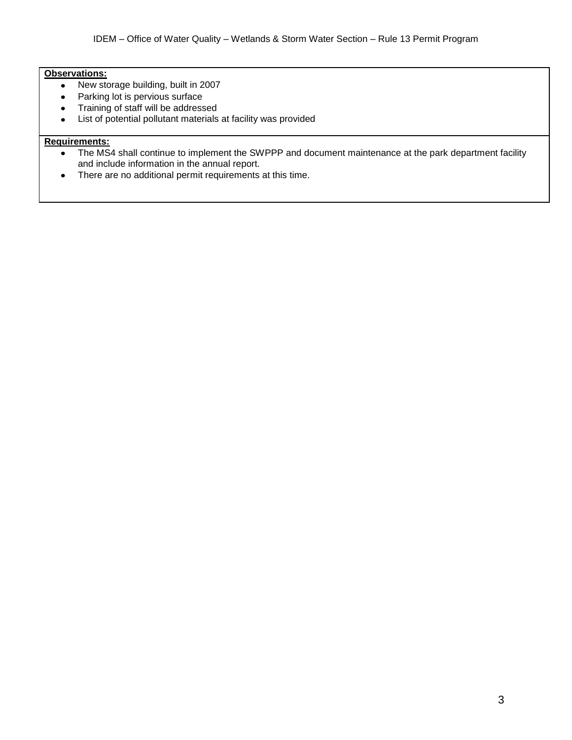**Observations:**

- New storage building, built in 2007
- Parking lot is pervious surface
- Training of staff will be addressed
- List of potential pollutant materials at facility was provided

**Requirements:**

- The MS4 shall continue to implement the SWPPP and document maintenance at the park department facility and include information in the annual report.
- There are no additional permit requirements at this time.